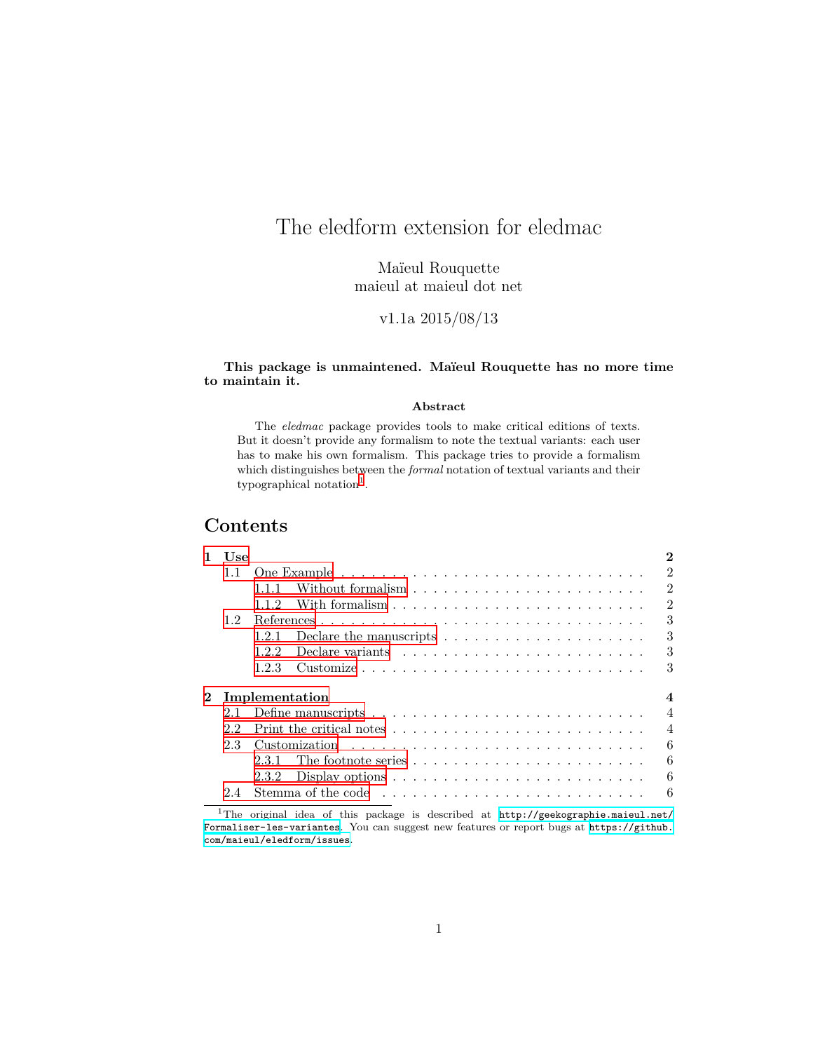# The eledform extension for eledmac

Maïeul Rouquette
maieul at maieul dot net

v1.1a 2015/08/13

**This package is unmaintened. Maïeul Rouquette has no more time to maintain it.**

### Abstract

The *eledmac* package provides tools to make critical editions of texts. But it doesn't provide any formalism to note the textual variants: each user has to make his own formalism. This package tries to provide a formalism which distinguishes between the *formal* notation of textual variants and their typographical notation[1].

## Contents

- **1 Use** — **2**
  - 1.1 One Example — 2
    - 1.1.1 Without formalism — 2
    - 1.1.2 With formalism — 2
  - 1.2 References — 3
    - 1.2.1 Declare the manuscripts — 3
    - 1.2.2 Declare variants — 3
    - 1.2.3 Customize — 3
- **2 Implementation** — **4**
  - 2.1 Define manuscripts — 4
  - 2.2 Print the critical notes — 4
  - 2.3 Customization — 6
    - 2.3.1 The footnote series — 6
    - 2.3.2 Display options — 6
  - 2.4 Stemma of the code — 6

[1] The original idea of this package is described at `http://geekographie.maieul.net/Formaliser-les-variantes`. You can suggest new features or report bugs at `https://github.com/maieul/eledform/issues`.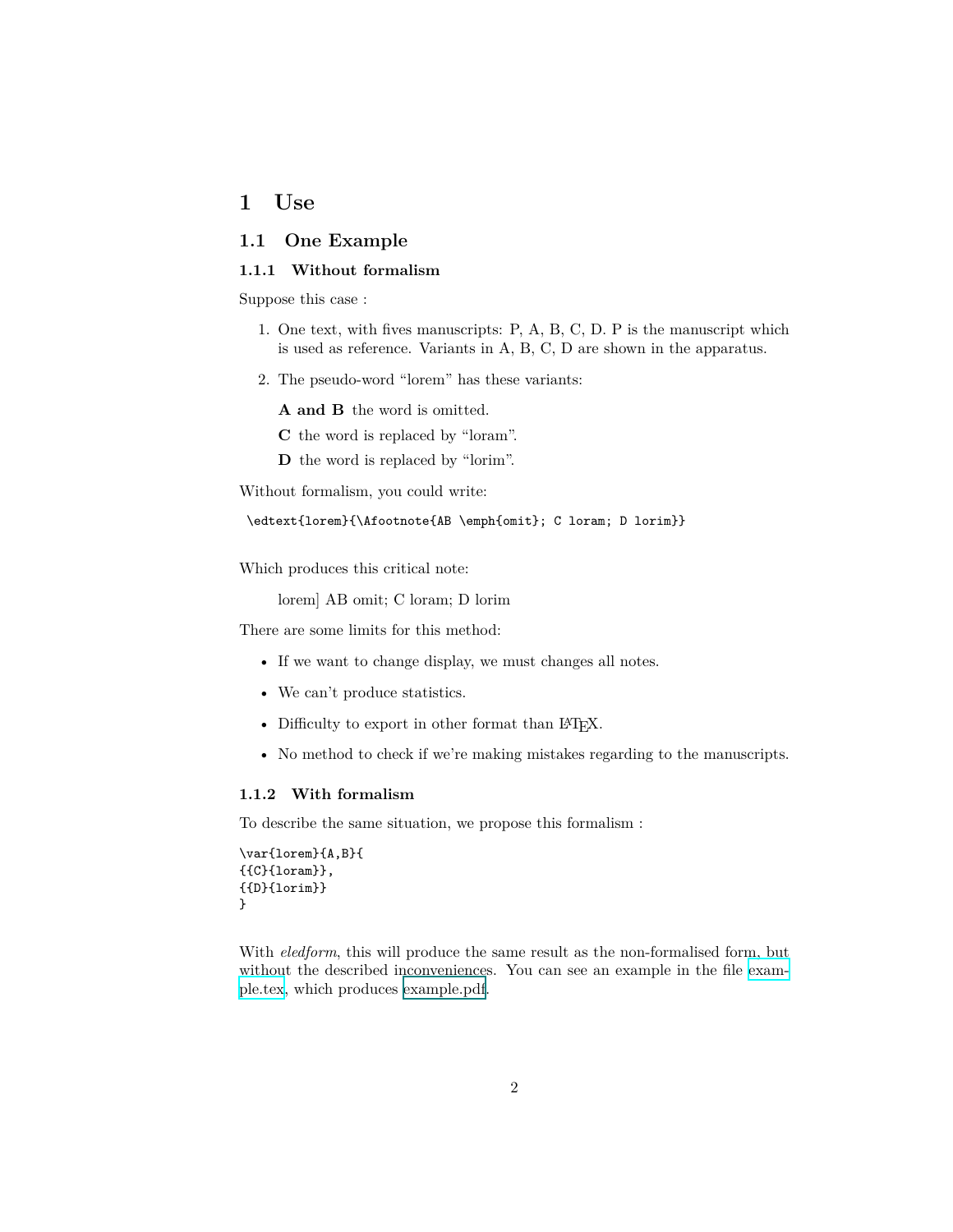# 1 Use

## 1.1 One Example

### 1.1.1 Without formalism

Suppose this case :

1. One text, with fives manuscripts: P, A, B, C, D. P is the manuscript which is used as reference. Variants in A, B, C, D are shown in the apparatus.
2. The pseudo-word "lorem" has these variants:

   **A and B** the word is omitted.

   **C** the word is replaced by "loram".

   **D** the word is replaced by "lorim".

Without formalism, you could write:

```
\edtext{lorem}{\Afootnote{AB \emph{omit}; C loram; D lorim}}
```

Which produces this critical note:

> lorem] AB omit; C loram; D lorim

There are some limits for this method:

- If we want to change display, we must changes all notes.
- We can't produce statistics.
- Difficulty to export in other format than LaTeX.
- No method to check if we're making mistakes regarding to the manuscripts.

### 1.1.2 With formalism

To describe the same situation, we propose this formalism :

```
\var{lorem}{A,B}{
{{C}{loram}},
{{D}{lorim}}
}
```

With *eledform*, this will produce the same result as the non-formalised form, but without the described inconveniences. You can see an example in the file example.tex, which produces example.pdf.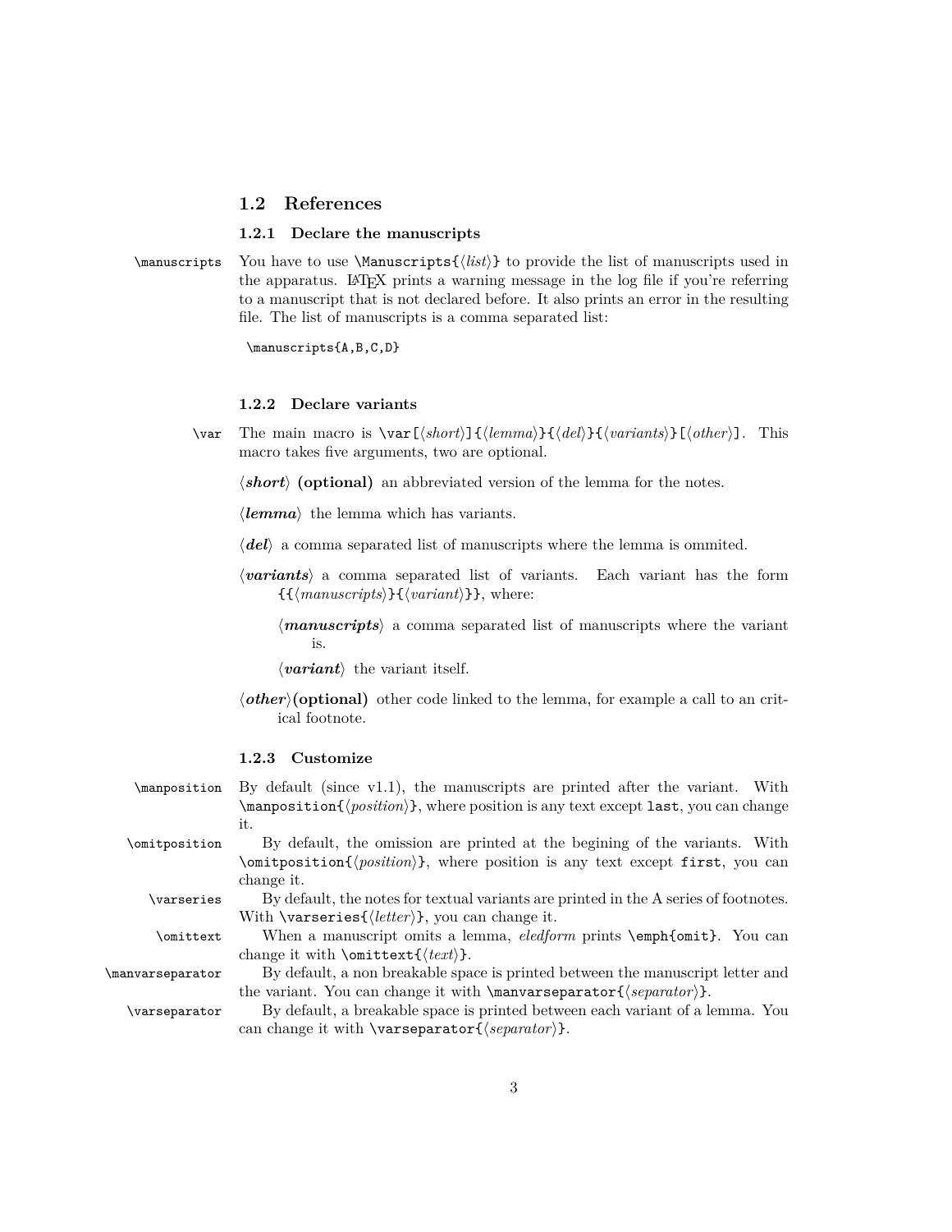## 1.2 References

### 1.2.1 Declare the manuscripts

`\manuscripts` You have to use `\Manuscripts{⟨list⟩}` to provide the list of manuscripts used in the apparatus. LaTeX prints a warning message in the log file if you're referring to a manuscript that is not declared before. It also prints an error in the resulting file. The list of manuscripts is a comma separated list:

```
\manuscripts{A,B,C,D}
```

### 1.2.2 Declare variants

`\var` The main macro is `\var[⟨short⟩]{⟨lemma⟩}{⟨del⟩}{⟨variants⟩}[⟨other⟩]`. This macro takes five arguments, two are optional.

***⟨short⟩* (optional)** an abbreviated version of the lemma for the notes.

***⟨lemma⟩*** the lemma which has variants.

***⟨del⟩*** a comma separated list of manuscripts where the lemma is ommited.

***⟨variants⟩*** a comma separated list of variants. Each variant has the form `{{⟨manuscripts⟩}{⟨variant⟩}}`, where:

- ***⟨manuscripts⟩*** a comma separated list of manuscripts where the variant is.
- ***⟨variant⟩*** the variant itself.

***⟨other⟩*(optional)** other code linked to the lemma, for example a call to an critical footnote.

### 1.2.3 Customize

`\manposition` By default (since v1.1), the manuscripts are printed after the variant. With `\manposition{⟨position⟩}`, where position is any text except `last`, you can change it.

`\omitposition` By default, the omission are printed at the begining of the variants. With `\omitposition{⟨position⟩}`, where position is any text except `first`, you can change it.

`\varseries` By default, the notes for textual variants are printed in the A series of footnotes. With `\varseries{⟨letter⟩}`, you can change it.

`\omittext` When a manuscript omits a lemma, *eledform* prints `\emph{omit}`. You can change it with `\omittext{⟨text⟩}`.

`\manvarseparator` By default, a non breakable space is printed between the manuscript letter and the variant. You can change it with `\manvarseparator{⟨separator⟩}`.

`\varseparator` By default, a breakable space is printed between each variant of a lemma. You can change it with `\varseparator{⟨separator⟩}`.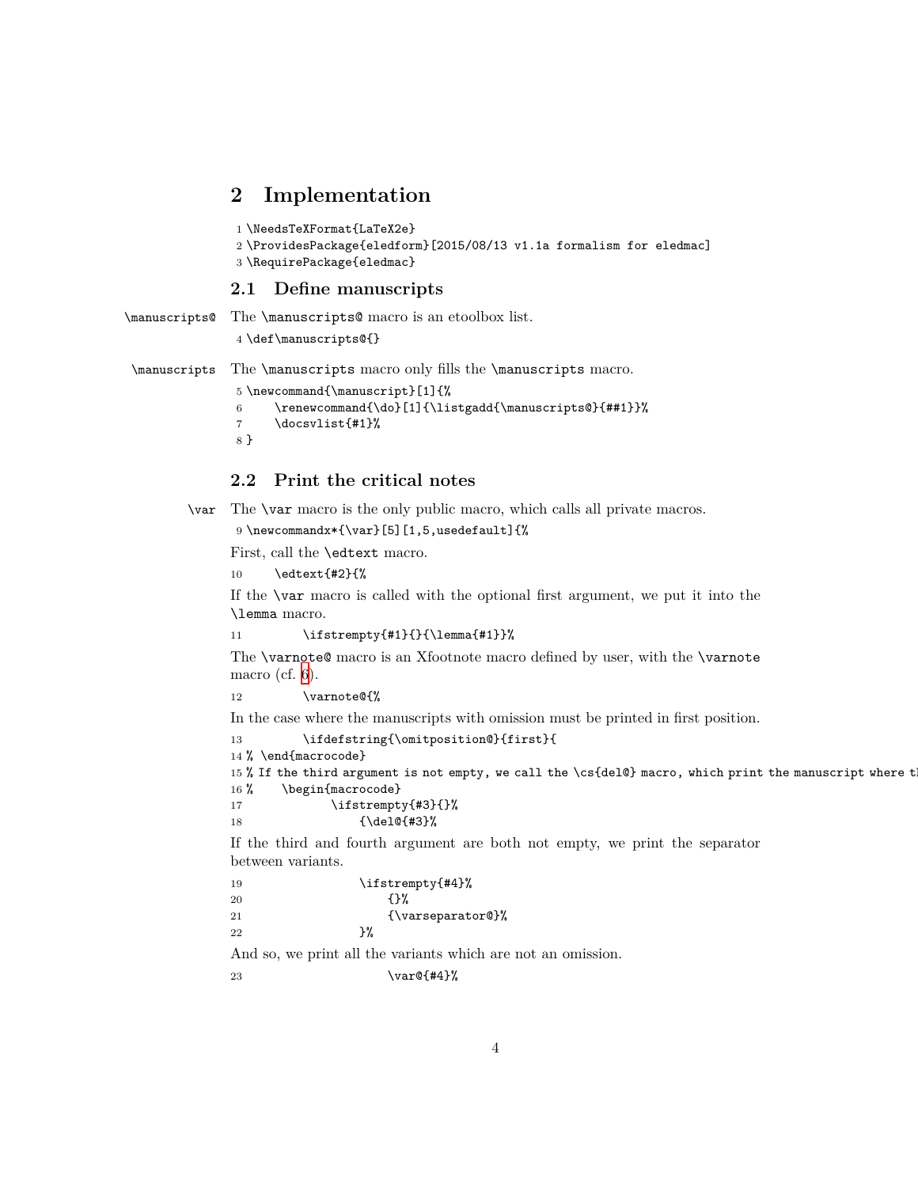## 2 Implementation

```
1 \NeedsTeXFormat{LaTeX2e}
2 \ProvidesPackage{eledform}[2015/08/13 v1.1a formalism for eledmac]
3 \RequirePackage{eledmac}
```

### 2.1 Define manuscripts

\manuscripts@ The `\manuscripts@` macro is an etoolbox list.

```
4 \def\manuscripts@{}
```

\manuscripts The `\manuscripts` macro only fills the `\manuscripts` macro.

```
5 \newcommand{\manuscript}[1]{%
6     \renewcommand{\do}[1]{\listgadd{\manuscripts@}{##1}}%
7     \docsvlist{#1}%
8 }
```

### 2.2 Print the critical notes

\var The `\var` macro is the only public macro, which calls all private macros.

```
9 \newcommandx*{\var}[5][1,5,usedefault]{%
```

First, call the `\edtext` macro.

```
10     \edtext{#2}{%
```

If the `\var` macro is called with the optional first argument, we put it into the `\lemma` macro.

```
11         \ifstrempty{#1}{}{\lemma{#1}}%
```

The `\varnote@` macro is an Xfootnote macro defined by user, with the `\varnote` macro (cf. 6).

```
12         \varnote@{%
```

In the case where the manuscripts with omission must be printed in first position.

```
13         \ifdefstring{\omitposition@}{first}{
14 % \end{macrocode}
15 % If the third argument is not empty, we call the \cs{del@} macro, which print the manuscript where t
16 %    \begin{macrocode}
17             \ifstrempty{#3}{}%
18                 {\del@{#3}%
```

If the third and fourth argument are both not empty, we print the separator between variants.

```
19                 \ifstrempty{#4}%
20                     {}%
21                     {\varseparator@}%
22                 }%
```

And so, we print all the variants which are not an omission.

```
23                     \var@{#4}%
```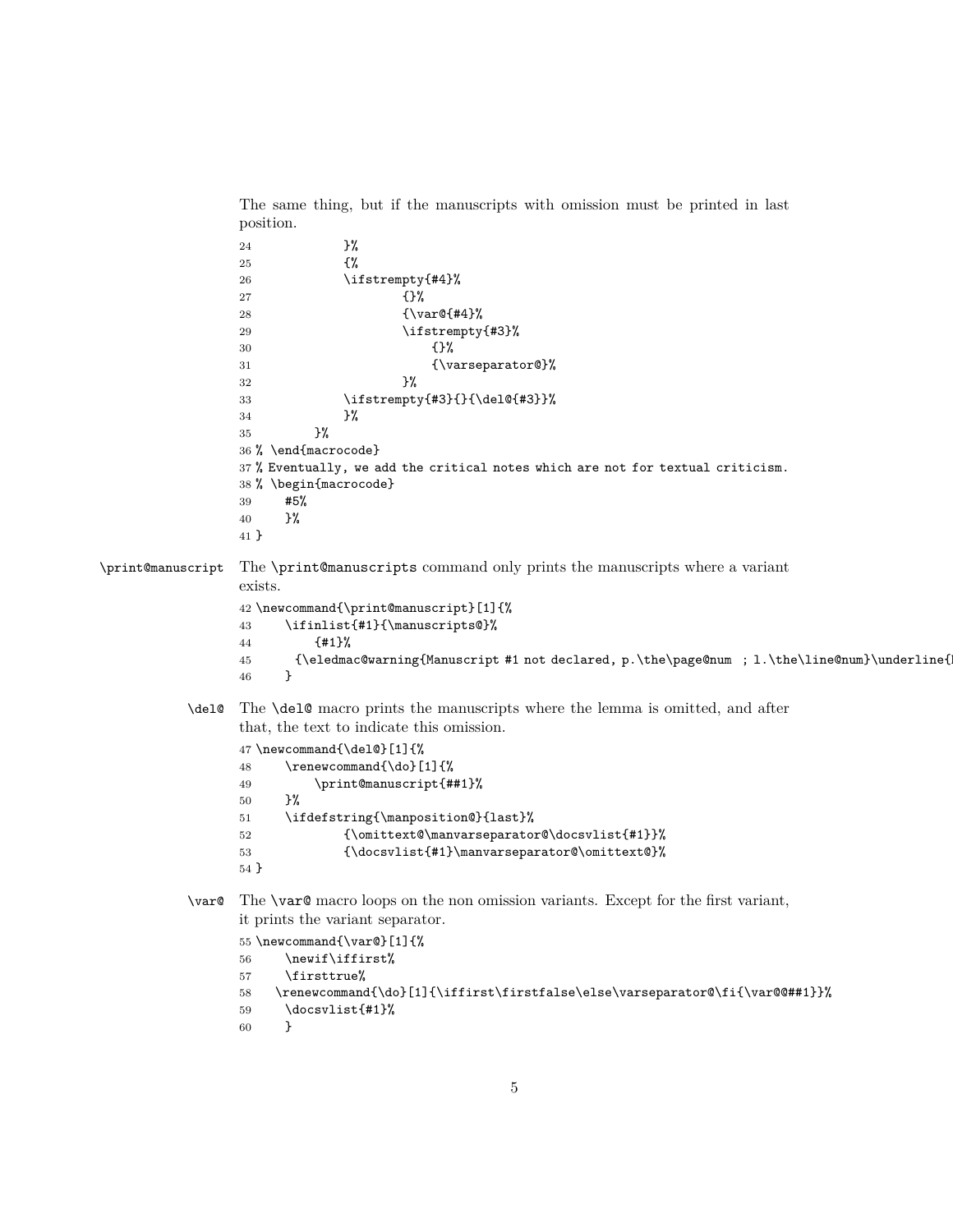The same thing, but if the manuscripts with omission must be printed in last position.

```
24              }%
25              {%
26              \ifstrempty{#4}%
27                      {}%
28                      {\var@{#4}%
29                      \ifstrempty{#3}%
30                          {}%
31                          {\varseparator@}%
32                      }%
33              \ifstrempty{#3}{}{\del@{#3}}%
34              }%
35          }%
36 % \end{macrocode}
37 % Eventually, we add the critical notes which are not for textual criticism.
38 % \begin{macrocode}
39      #5%
40      }%
41 }
```

\print@manuscript The \print@manuscripts command only prints the manuscripts where a variant exists.

```
42 \newcommand{\print@manuscript}[1]{%
43      \ifinlist{#1}{\manuscripts@}%
44          {#1}%
45       {\eledmac@warning{Manuscript #1 not declared, p.\the\page@num  ; l.\the\line@num}\underline{
46      }
```

\del@ The \del@ macro prints the manuscripts where the lemma is omitted, and after that, the text to indicate this omission.

```
47 \newcommand{\del@}[1]{%
48      \renewcommand{\do}[1]{%
49          \print@manuscript{##1}%
50      }%
51      \ifdefstring{\manposition@}{last}%
52              {\omittext@\manvarseparator@\docsvlist{#1}}%
53              {\docsvlist{#1}\manvarseparator@\omittext@}%
54 }
```

\var@ The \var@ macro loops on the non omission variants. Except for the first variant, it prints the variant separator.

```
55 \newcommand{\var@}[1]{%
56      \newif\iffirst%
57      \firsttrue%
58    \renewcommand{\do}[1]{\iffirst\firstfalse\else\varseparator@\fi{\var@@##1}}%
59      \docsvlist{#1}%
60      }
```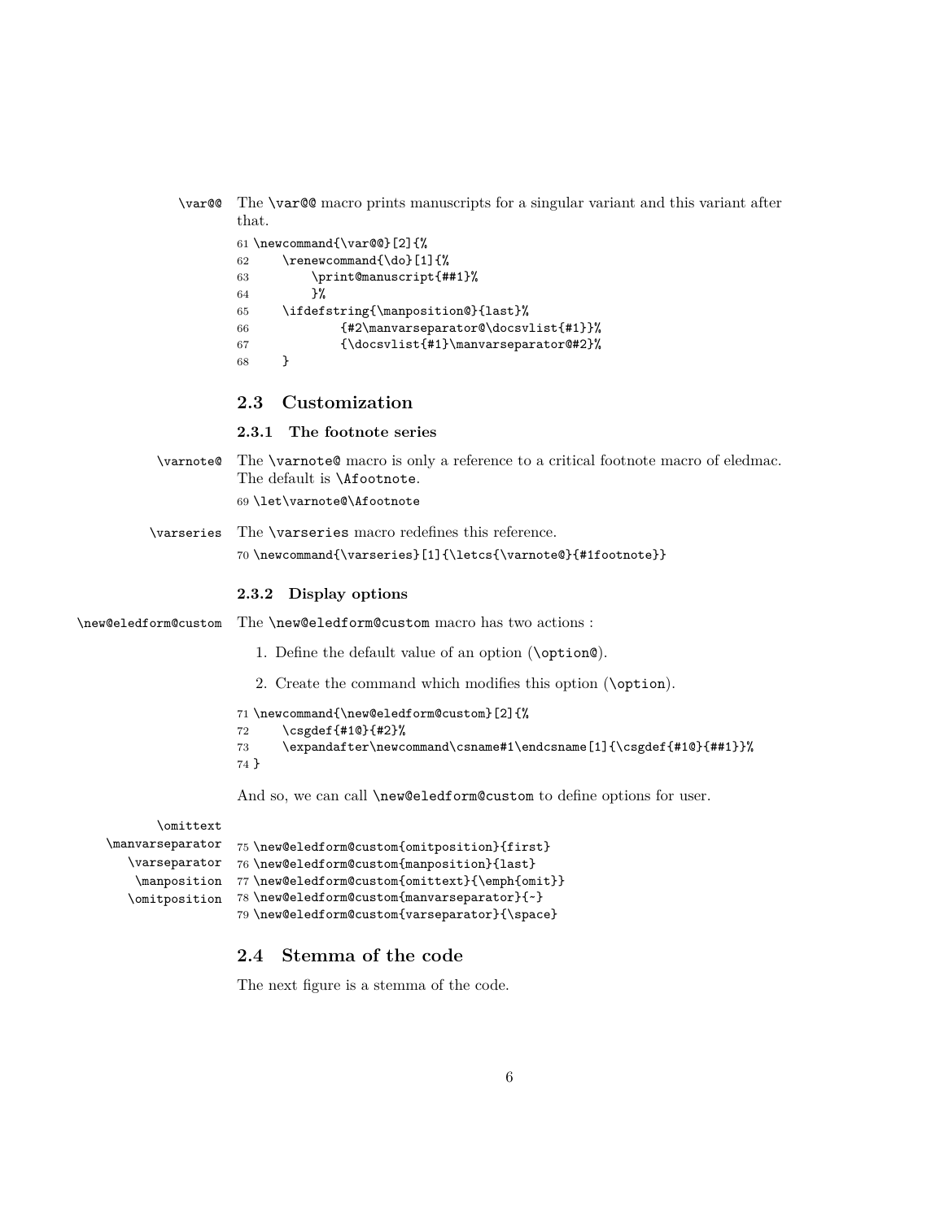\var@@ The `\var@@` macro prints manuscripts for a singular variant and this variant after that.

```
61 \newcommand{\var@@}[2]{%
62     \renewcommand{\do}[1]{%
63         \print@manuscript{##1}%
64         }%
65     \ifdefstring{\manposition@}{last}%
66             {#2\manvarseparator@\docsvlist{#1}}%
67             {\docsvlist{#1}\manvarseparator@#2}%
68     }
```

## 2.3 Customization

### 2.3.1 The footnote series

\varnote@ The `\varnote@` macro is only a reference to a critical footnote macro of eledmac. The default is `\Afootnote`.

```
69 \let\varnote@\Afootnote
```

\varseries The `\varseries` macro redefines this reference.

```
70 \newcommand{\varseries}[1]{\letcs{\varnote@}{#1footnote}}
```

### 2.3.2 Display options

\new@eledform@custom The `\new@eledform@custom` macro has two actions :

1. Define the default value of an option (`\option@`).
2. Create the command which modifies this option (`\option`).

```
71 \newcommand{\new@eledform@custom}[2]{%
72     \csgdef{#1@}{#2}%
73     \expandafter\newcommand\csname#1\endcsname[1]{\csgdef{#1@}{##1}}%
74 }
```

And so, we can call `\new@eledform@custom` to define options for user.

\omittext
\manvarseparator
\varseparator
\manposition
\omitposition

```
75 \new@eledform@custom{omitposition}{first}
76 \new@eledform@custom{manposition}{last}
77 \new@eledform@custom{omittext}{\emph{omit}}
78 \new@eledform@custom{manvarseparator}{~}
79 \new@eledform@custom{varseparator}{\space}
```

## 2.4 Stemma of the code

The next figure is a stemma of the code.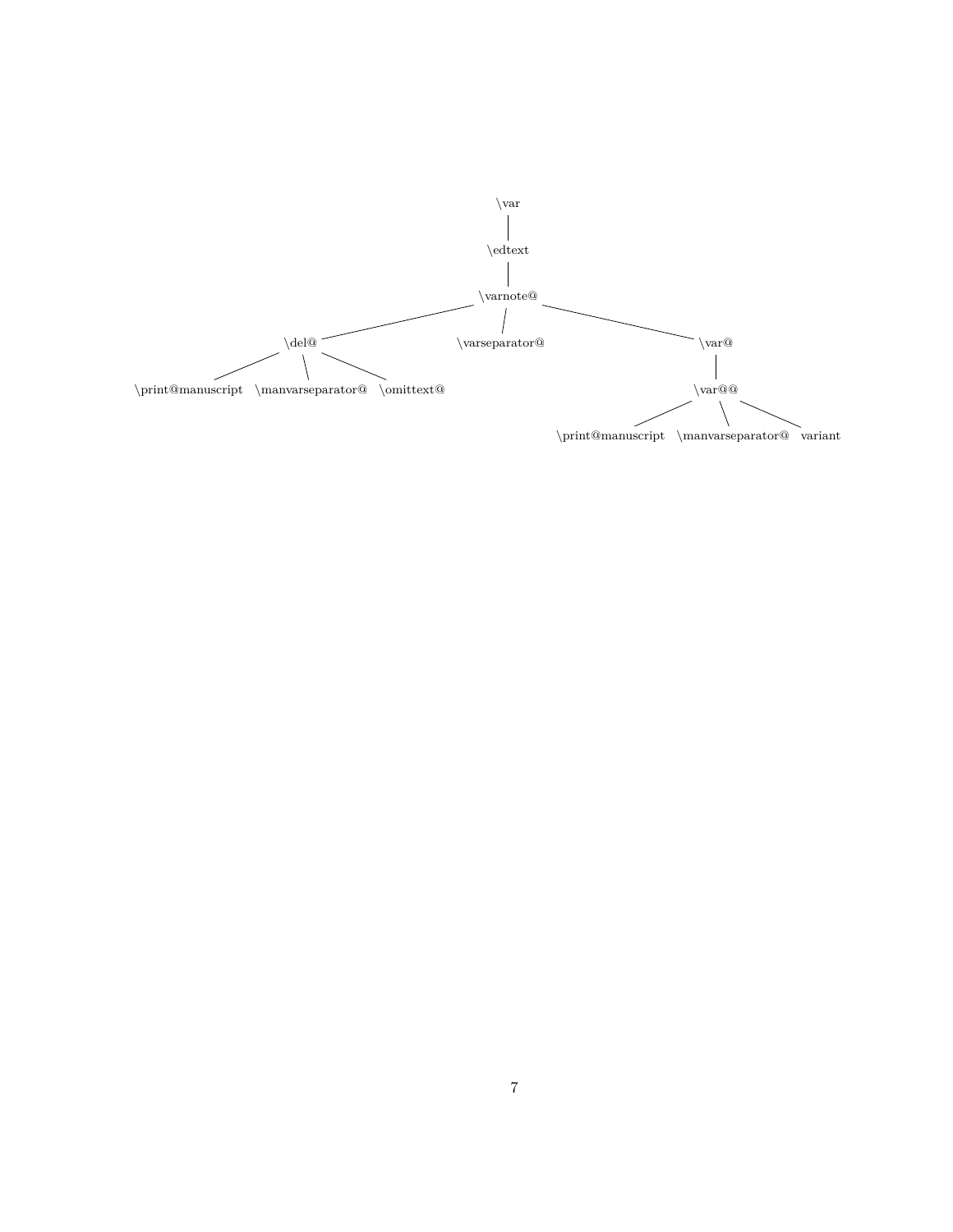```
\var
└── \edtext
    └── \varnote@
        ├── \del@
        │   ├── \print@manuscript
        │   ├── \manvarseparator@
        │   └── \omittext@
        ├── \varseparator@
        └── \var@
            └── \var@@
                ├── \print@manuscript
                ├── \manvarseparator@
                └── variant
```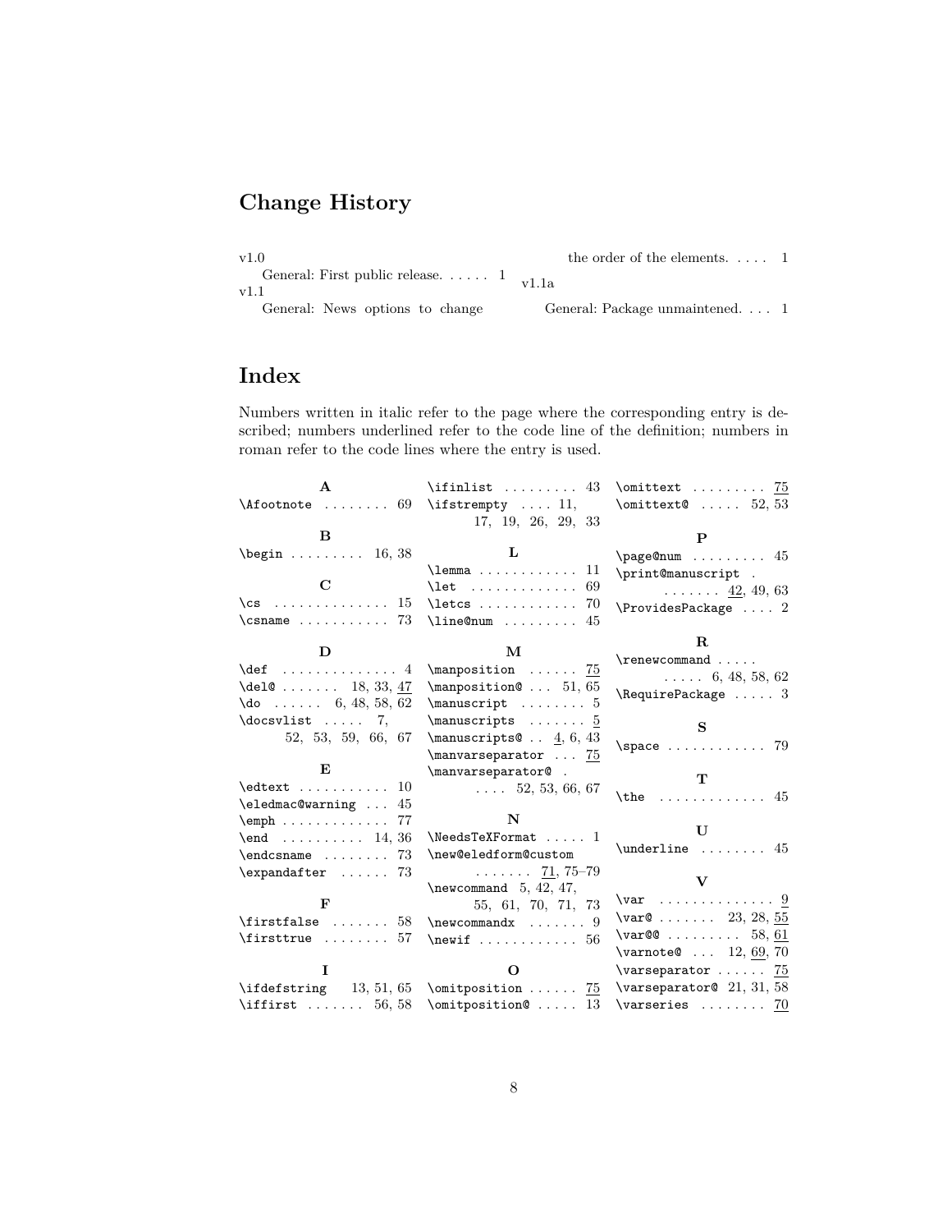# Change History

v1.0

General: First public release. . . . . . 1

v1.1

General: News options to change the order of the elements. . . . . 1

v1.1a

General: Package unmaintened. . . . 1

# Index

Numbers written in italic refer to the page where the corresponding entry is described; numbers underlined refer to the code line of the definition; numbers in roman refer to the code lines where the entry is used.

**A**

\Afootnote . . . . . . . . 69

**B**

\begin . . . . . . . . . 16, 38

**C**

\cs . . . . . . . . . . . . . 15
\csname . . . . . . . . . . 73

**D**

\def . . . . . . . . . . . . . 4
\del@ . . . . . . . 18, 33, 47
\do . . . . . . 6, 48, 58, 62
\docsvlist . . . . . 7, 52, 53, 59, 66, 67

**E**

\edtext . . . . . . . . . . 10
\eledmac@warning . . . 45
\emph . . . . . . . . . . . . 77
\end . . . . . . . . . . 14, 36
\endcsname . . . . . . . . 73
\expandafter . . . . . . 73

**F**

\firstfalse . . . . . . . 58
\firsttrue . . . . . . . . 57

**I**

\ifdefstring 13, 51, 65
\iffirst . . . . . . . 56, 58
\ifinlist . . . . . . . . . 43
\ifstrempty . . . . 11, 17, 19, 26, 29, 33

**L**

\lemma . . . . . . . . . . . 11
\let . . . . . . . . . . . . . 69
\letcs . . . . . . . . . . . 70
\line@num . . . . . . . . . 45

**M**

\manposition . . . . . . 75
\manposition@ . . . 51, 65
\manuscript . . . . . . . . 5
\manuscripts . . . . . . . 5
\manuscripts@ . . 4, 6, 43
\manvarseparator . . . 75
\manvarseparator@ . . . . . 52, 53, 66, 67

**N**

\NeedsTeXFormat . . . . . 1
\new@eledform@custom . . . . . . . 71, 75–79
\newcommand 5, 42, 47, 55, 61, 70, 71, 73
\newcommandx . . . . . . . 9
\newif . . . . . . . . . . . 56

**O**

\omitposition . . . . . . 75
\omitposition@ . . . . . 13
\omittext . . . . . . . . . 75
\omittext@ . . . . . 52, 53

**P**

\page@num . . . . . . . . . 45
\print@manuscript . . . . . . . . 42, 49, 63
\ProvidesPackage . . . . 2

**R**

\renewcommand . . . . . . . . . . 6, 48, 58, 62
\RequirePackage . . . . . 3

**S**

\space . . . . . . . . . . . . 79

**T**

\the . . . . . . . . . . . . . 45

**U**

\underline . . . . . . . . 45

**V**

\var . . . . . . . . . . . . . 9
\var@ . . . . . . . 23, 28, 55
\var@@ . . . . . . . . . 58, 61
\varnote@ . . . 12, 69, 70
\varseparator . . . . . . 75
\varseparator@ 21, 31, 58
\varseries . . . . . . . . 70